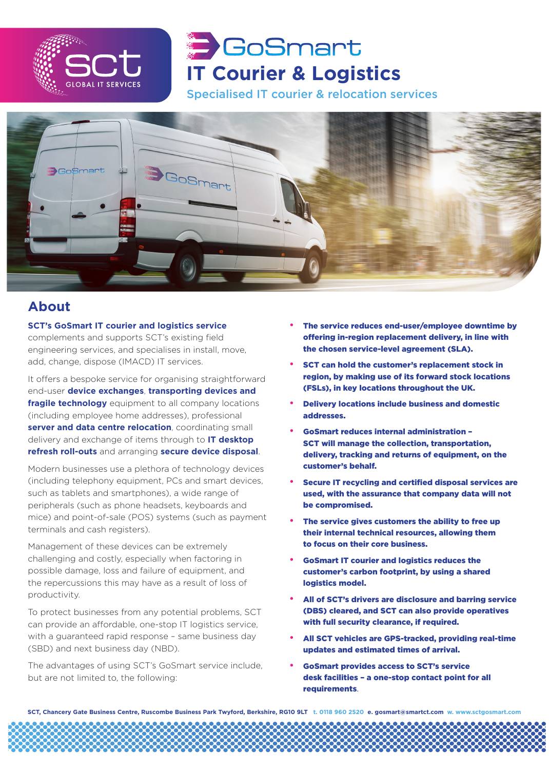# GoSmart

## IT Courier & Logistics

Specialised IT courier & relocation services

## About

**SCT's GoSmart IT courier and logistics service** complements and supports SCT's existing field engineering services, and specialises in install, move, add, change, dispose (IMACD) IT services.

It offers a bespoke service for organising straightforward end-user **device exchanges**, **transporting devices and fragile technology** equipment to all company locations (including employee home addresses), professional **server and data centre relocation**, coordinating small delivery and exchange of items through to **IT desktop refresh roll-outs** and arranging **secure device disposal**.

Modern businesses use a plethora of technology devices (including telephony equipment, PCs and smart devices, such as tablets and smartphones), a wide range of peripherals (such as phone headsets, keyboards and mice) and point-of-sale (POS) systems (such as payment terminals and cash registers).

Management of these devices can be extremely challenging and costly, especially when factoring in possible damage, loss and failure of equipment, and the repercussions this may have as a result of loss of productivity.

To protect businesses from any potential problems, SCT can provide an affordable, one-stop IT logistics service, with a guaranteed rapid response – same business day (SBD) and next business day (NBD).

The advantages of using SCT's GoSmart service include, but are not limited to, the following:

- **The service reduces end-user/employee downtime by offering in-region replacement delivery, in line with the chosen service-level agreement (SLA).**
- **SCT can hold the customer's replacement stock in region, by making use of its forward stock locations (FSLs), in key locations throughout the UK.**
- **Delivery locations include business and domestic addresses.**
- **GoSmart reduces internal administration – SCT will manage the collection, transportation, delivery, tracking and returns of equipment, on the customer's behalf.**
- **Secure IT recycling and certified disposal services are used, with the assurance that company data will not be compromised.**
- **The service gives customers the ability to free up their internal technical resources, allowing them to focus on their core business.**
- **GoSmart IT courier and logistics reduces the customer's carbon footprint, by using a shared logistics model.**
- **All of SCT's drivers are disclosure and barring service (DBS) cleared, and SCT can also provide operatives with full security clearance, if required.**
- **All SCT vehicles are GPS-tracked, providing real-time updates and estimated times of arrival.**
- **GoSmart provides access to SCT's service desk facilities – a one-stop contact point for all requirements.**

SCT, Chancery Gate Business Centre, Ruscombe Business Park Twyford, Berkshire, RG10 9LT t. 0118 960 2520 e. gosmart@smartct.com w. www.sctgosmart.com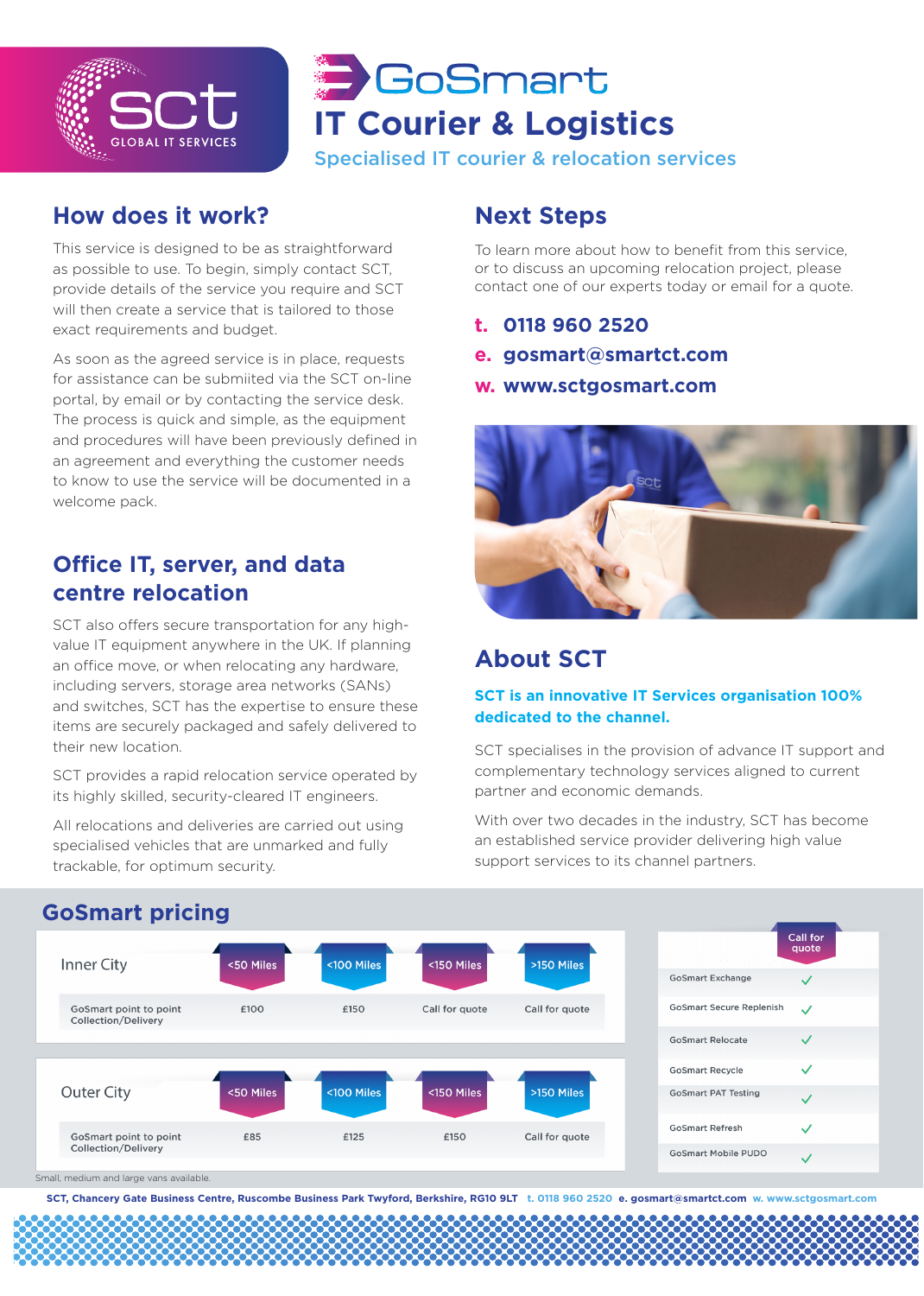# GoSmart

## IT Courier & Logistics

Specialised IT courier & relocation services

## How does it work?

This service is designed to be as straightforward as possible to use. To begin, simply contact SCT, provide details of the service you require and SCT will then create a service that is tailored to those exact requirements and budget.

As soon as the agreed service is in place, requests for assistance can be submiited via the SCT on-line portal, by email or by contacting the service desk. The process is quick and simple, as the equipment and procedures will have been previously defined in an agreement and everything the customer needs to know to use the service will be documented in a welcome pack.

## Office IT, server, and data centre relocation

SCT also offers secure transportation for any high-value IT equipment anywhere in the UK. If planning an office move, or when relocating any hardware, including servers, storage area networks (SANs) and switches, SCT has the expertise to ensure these items are securely packaged and safely delivered to their new location.

SCT provides a rapid relocation service operated by its highly skilled, security-cleared IT engineers.

All relocations and deliveries are carried out using specialised vehicles that are unmarked and fully trackable, for optimum security.

## Next Steps

To learn more about how to benefit from this service, or to discuss an upcoming relocation project, please contact one of our experts today or email for a quote.

**t. 0118 960 2520**

**e. gosmart@smartct.com**

**w. www.sctgosmart.com**

## About SCT

**SCT is an innovative IT Services organisation 100% dedicated to the channel.**

SCT specialises in the provision of advance IT support and complementary technology services aligned to current partner and economic demands.

With over two decades in the industry, SCT has become an established service provider delivering high value support services to its channel partners.

## GoSmart pricing

| Inner City | <50 Miles | <100 Miles | <150 Miles | >150 Miles |
|---|---|---|---|---|
| GoSmart point to point Collection/Delivery | £100 | £150 | Call for quote | Call for quote |

| Outer City | <50 Miles | <100 Miles | <150 Miles | >150 Miles |
|---|---|---|---|---|
| GoSmart point to point Collection/Delivery | £85 | £125 | £150 | Call for quote |

| | Call for quote |
|---|---|
| GoSmart Exchange | ✓ |
| GoSmart Secure Replenish | ✓ |
| GoSmart Relocate | ✓ |
| GoSmart Recycle | ✓ |
| GoSmart PAT Testing | ✓ |
| GoSmart Refresh | ✓ |
| GoSmart Mobile PUDO | ✓ |

Small, medium and large vans available.

SCT, Chancery Gate Business Centre, Ruscombe Business Park Twyford, Berkshire, RG10 9LT t. 0118 960 2520 e. gosmart@smartct.com w. www.sctgosmart.com